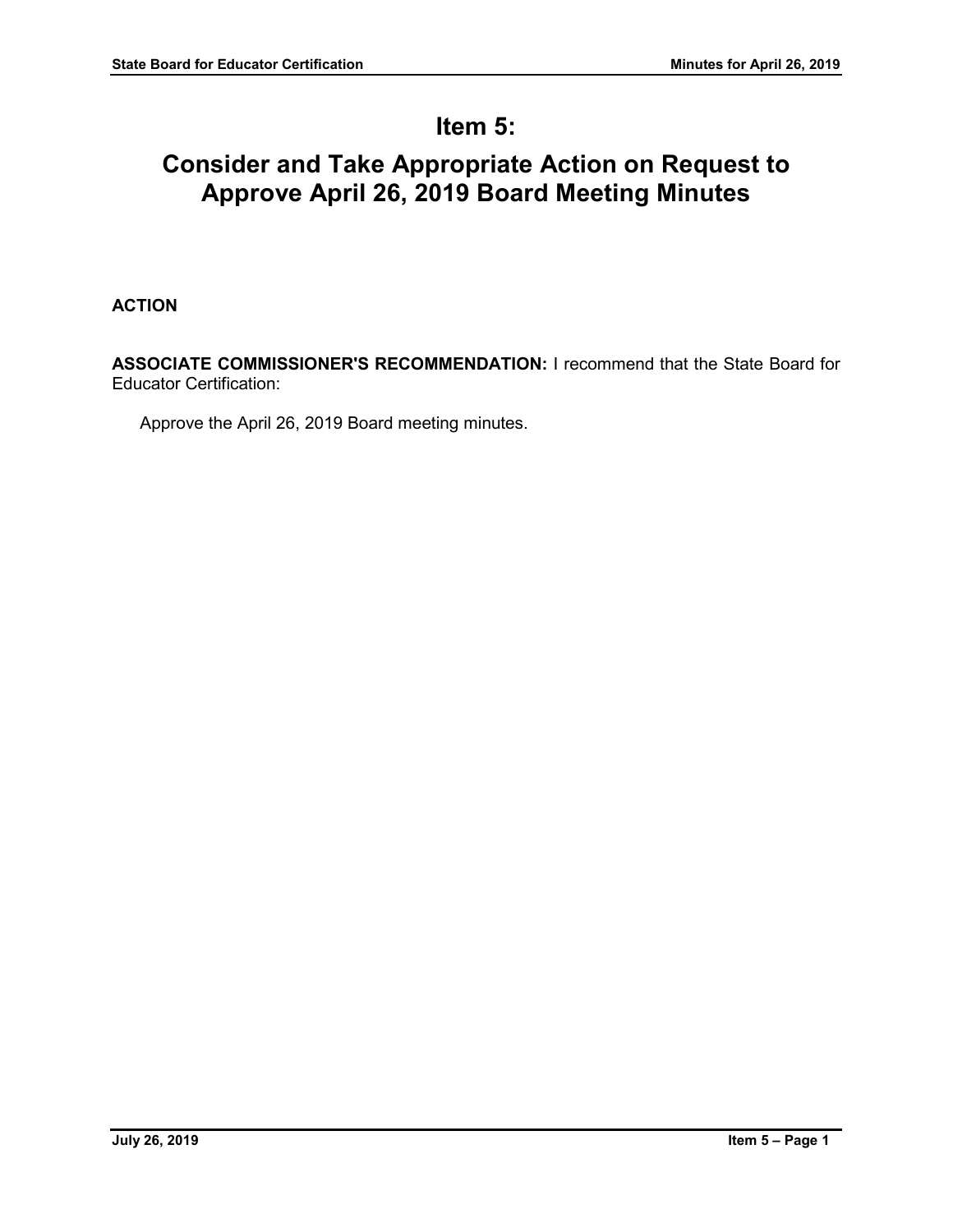# Item 5:

# Consider and Take Appropriate Action on Request to Approve April 26, 2019 Board Meeting Minutes

**ACTION**

**ASSOCIATE COMMISSIONER'S RECOMMENDATION:** I recommend that the State Board for Educator Certification:

Approve the April 26, 2019 Board meeting minutes.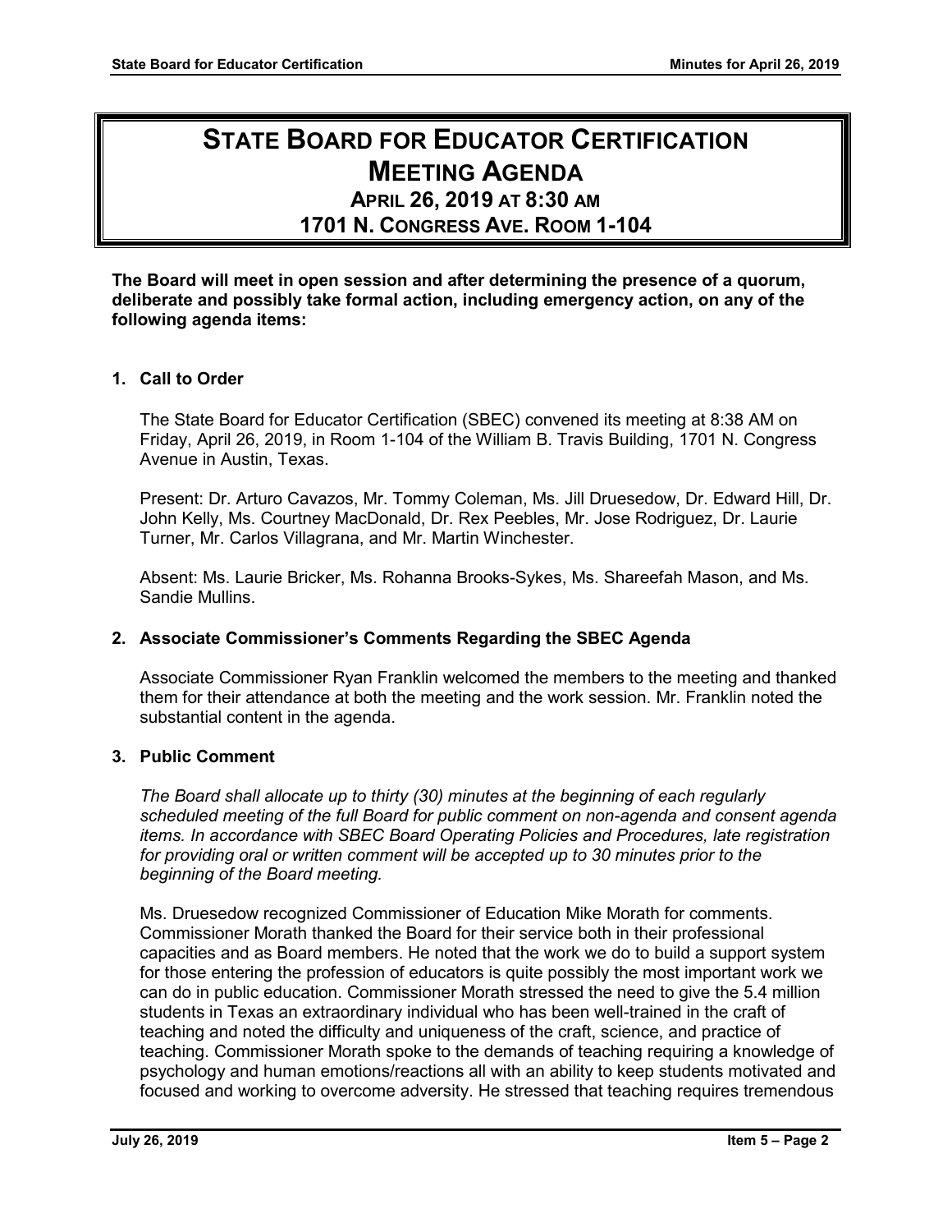# STATE BOARD FOR EDUCATOR CERTIFICATION MEETING AGENDA

## APRIL 26, 2019 AT 8:30 AM

## 1701 N. CONGRESS AVE. ROOM 1-104

**The Board will meet in open session and after determining the presence of a quorum, deliberate and possibly take formal action, including emergency action, on any of the following agenda items:**

### 1. Call to Order

The State Board for Educator Certification (SBEC) convened its meeting at 8:38 AM on Friday, April 26, 2019, in Room 1-104 of the William B. Travis Building, 1701 N. Congress Avenue in Austin, Texas.

Present: Dr. Arturo Cavazos, Mr. Tommy Coleman, Ms. Jill Druesedow, Dr. Edward Hill, Dr. John Kelly, Ms. Courtney MacDonald, Dr. Rex Peebles, Mr. Jose Rodriguez, Dr. Laurie Turner, Mr. Carlos Villagrana, and Mr. Martin Winchester.

Absent: Ms. Laurie Bricker, Ms. Rohanna Brooks-Sykes, Ms. Shareefah Mason, and Ms. Sandie Mullins.

### 2. Associate Commissioner's Comments Regarding the SBEC Agenda

Associate Commissioner Ryan Franklin welcomed the members to the meeting and thanked them for their attendance at both the meeting and the work session. Mr. Franklin noted the substantial content in the agenda.

### 3. Public Comment

*The Board shall allocate up to thirty (30) minutes at the beginning of each regularly scheduled meeting of the full Board for public comment on non-agenda and consent agenda items. In accordance with SBEC Board Operating Policies and Procedures, late registration for providing oral or written comment will be accepted up to 30 minutes prior to the beginning of the Board meeting.*

Ms. Druesedow recognized Commissioner of Education Mike Morath for comments. Commissioner Morath thanked the Board for their service both in their professional capacities and as Board members. He noted that the work we do to build a support system for those entering the profession of educators is quite possibly the most important work we can do in public education. Commissioner Morath stressed the need to give the 5.4 million students in Texas an extraordinary individual who has been well-trained in the craft of teaching and noted the difficulty and uniqueness of the craft, science, and practice of teaching. Commissioner Morath spoke to the demands of teaching requiring a knowledge of psychology and human emotions/reactions all with an ability to keep students motivated and focused and working to overcome adversity. He stressed that teaching requires tremendous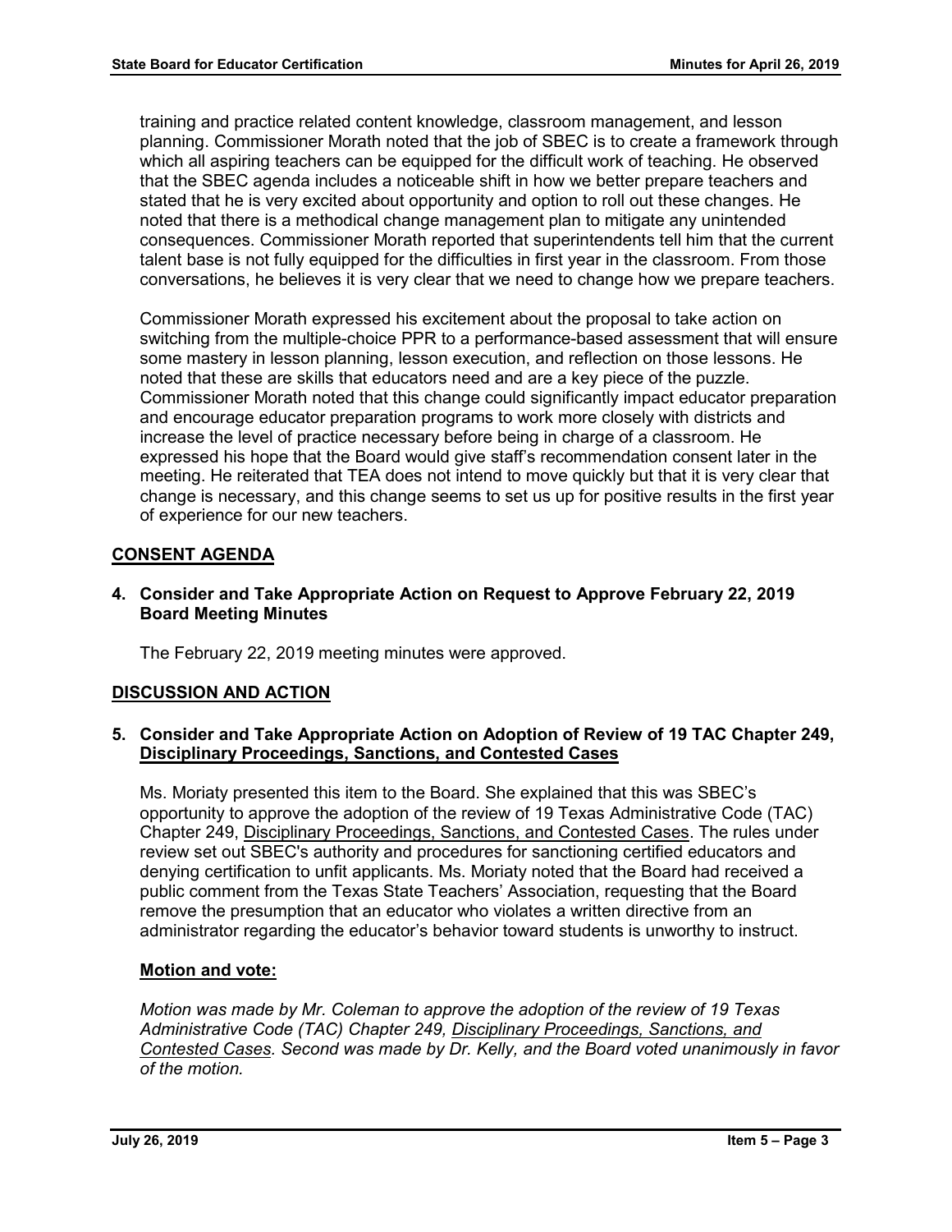training and practice related content knowledge, classroom management, and lesson planning. Commissioner Morath noted that the job of SBEC is to create a framework through which all aspiring teachers can be equipped for the difficult work of teaching. He observed that the SBEC agenda includes a noticeable shift in how we better prepare teachers and stated that he is very excited about opportunity and option to roll out these changes. He noted that there is a methodical change management plan to mitigate any unintended consequences. Commissioner Morath reported that superintendents tell him that the current talent base is not fully equipped for the difficulties in first year in the classroom. From those conversations, he believes it is very clear that we need to change how we prepare teachers.

Commissioner Morath expressed his excitement about the proposal to take action on switching from the multiple-choice PPR to a performance-based assessment that will ensure some mastery in lesson planning, lesson execution, and reflection on those lessons. He noted that these are skills that educators need and are a key piece of the puzzle. Commissioner Morath noted that this change could significantly impact educator preparation and encourage educator preparation programs to work more closely with districts and increase the level of practice necessary before being in charge of a classroom. He expressed his hope that the Board would give staff's recommendation consent later in the meeting. He reiterated that TEA does not intend to move quickly but that it is very clear that change is necessary, and this change seems to set us up for positive results in the first year of experience for our new teachers.

## CONSENT AGENDA

**4. Consider and Take Appropriate Action on Request to Approve February 22, 2019 Board Meeting Minutes**

The February 22, 2019 meeting minutes were approved.

## DISCUSSION AND ACTION

**5. Consider and Take Appropriate Action on Adoption of Review of 19 TAC Chapter 249, Disciplinary Proceedings, Sanctions, and Contested Cases**

Ms. Moriaty presented this item to the Board. She explained that this was SBEC's opportunity to approve the adoption of the review of 19 Texas Administrative Code (TAC) Chapter 249, Disciplinary Proceedings, Sanctions, and Contested Cases. The rules under review set out SBEC's authority and procedures for sanctioning certified educators and denying certification to unfit applicants. Ms. Moriaty noted that the Board had received a public comment from the Texas State Teachers' Association, requesting that the Board remove the presumption that an educator who violates a written directive from an administrator regarding the educator's behavior toward students is unworthy to instruct.

**Motion and vote:**

*Motion was made by Mr. Coleman to approve the adoption of the review of 19 Texas Administrative Code (TAC) Chapter 249, Disciplinary Proceedings, Sanctions, and Contested Cases. Second was made by Dr. Kelly, and the Board voted unanimously in favor of the motion.*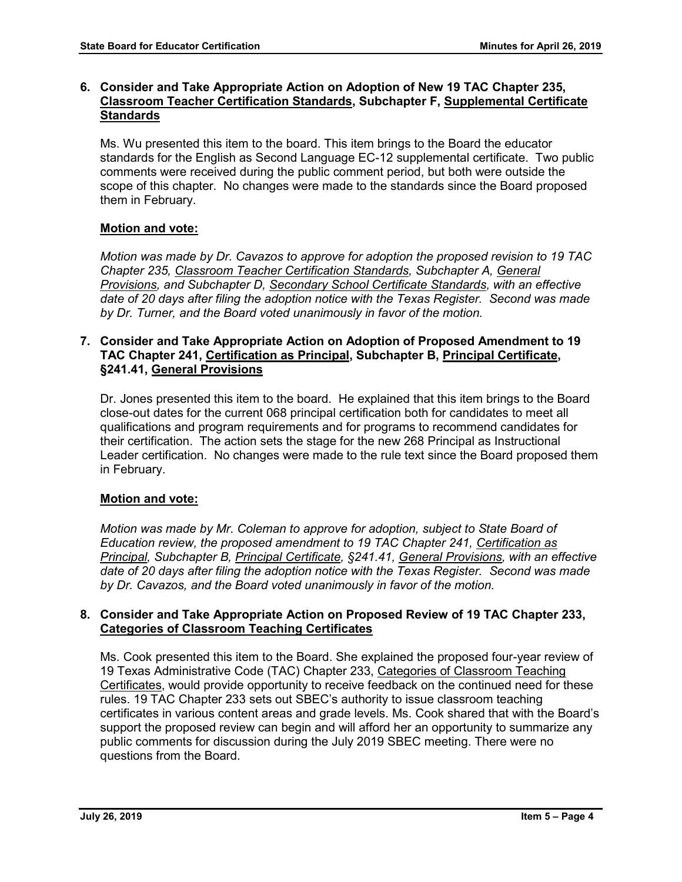### 6. Consider and Take Appropriate Action on Adoption of New 19 TAC Chapter 235, Classroom Teacher Certification Standards, Subchapter F, Supplemental Certificate Standards

Ms. Wu presented this item to the board. This item brings to the Board the educator standards for the English as Second Language EC-12 supplemental certificate. Two public comments were received during the public comment period, but both were outside the scope of this chapter. No changes were made to the standards since the Board proposed them in February.

**Motion and vote:**

*Motion was made by Dr. Cavazos to approve for adoption the proposed revision to 19 TAC Chapter 235, Classroom Teacher Certification Standards, Subchapter A, General Provisions, and Subchapter D, Secondary School Certificate Standards, with an effective date of 20 days after filing the adoption notice with the Texas Register. Second was made by Dr. Turner, and the Board voted unanimously in favor of the motion.*

### 7. Consider and Take Appropriate Action on Adoption of Proposed Amendment to 19 TAC Chapter 241, Certification as Principal, Subchapter B, Principal Certificate, §241.41, General Provisions

Dr. Jones presented this item to the board. He explained that this item brings to the Board close-out dates for the current 068 principal certification both for candidates to meet all qualifications and program requirements and for programs to recommend candidates for their certification. The action sets the stage for the new 268 Principal as Instructional Leader certification. No changes were made to the rule text since the Board proposed them in February.

**Motion and vote:**

*Motion was made by Mr. Coleman to approve for adoption, subject to State Board of Education review, the proposed amendment to 19 TAC Chapter 241, Certification as Principal, Subchapter B, Principal Certificate, §241.41, General Provisions, with an effective date of 20 days after filing the adoption notice with the Texas Register. Second was made by Dr. Cavazos, and the Board voted unanimously in favor of the motion.*

### 8. Consider and Take Appropriate Action on Proposed Review of 19 TAC Chapter 233, Categories of Classroom Teaching Certificates

Ms. Cook presented this item to the Board. She explained the proposed four-year review of 19 Texas Administrative Code (TAC) Chapter 233, Categories of Classroom Teaching Certificates, would provide opportunity to receive feedback on the continued need for these rules. 19 TAC Chapter 233 sets out SBEC's authority to issue classroom teaching certificates in various content areas and grade levels. Ms. Cook shared that with the Board's support the proposed review can begin and will afford her an opportunity to summarize any public comments for discussion during the July 2019 SBEC meeting. There were no questions from the Board.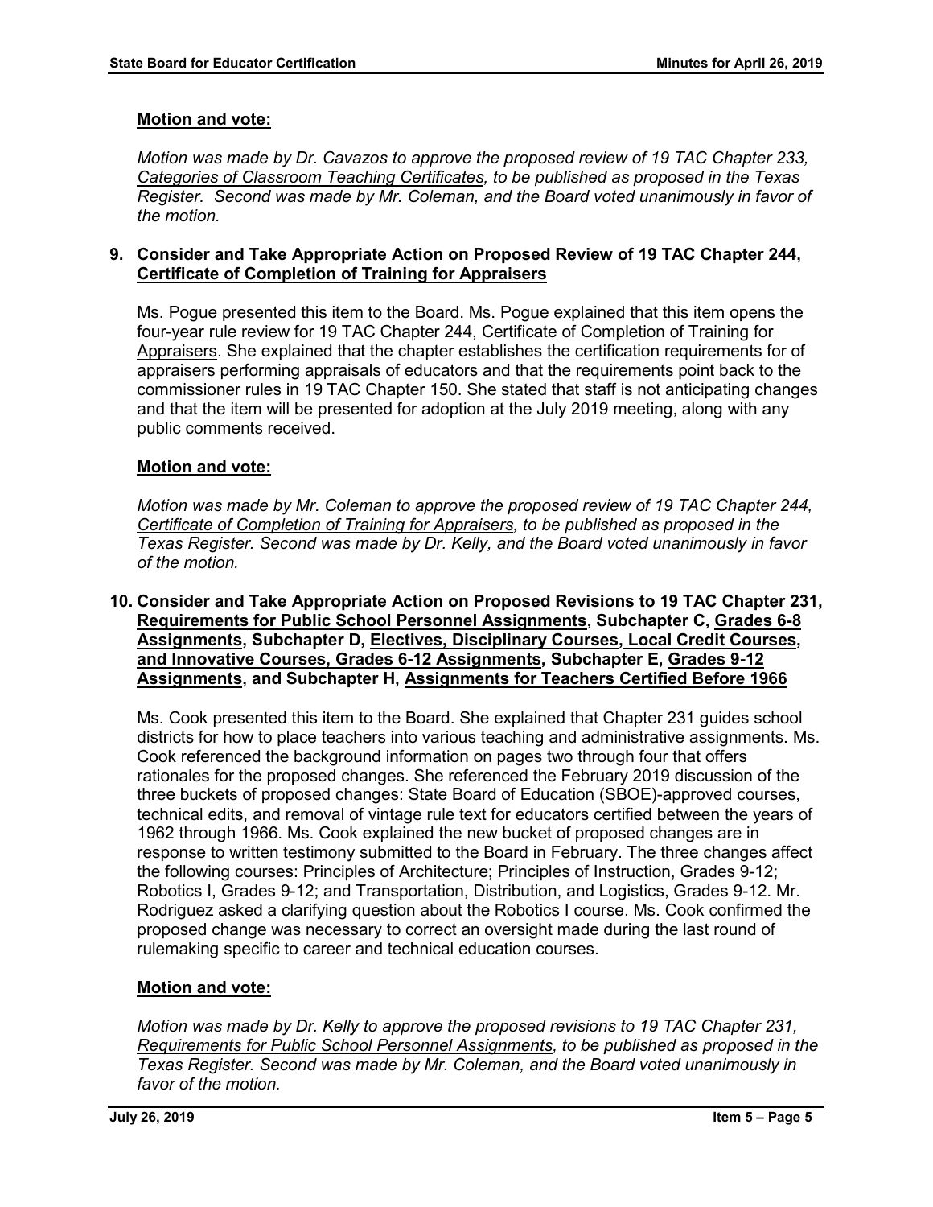**Motion and vote:**

*Motion was made by Dr. Cavazos to approve the proposed review of 19 TAC Chapter 233, Categories of Classroom Teaching Certificates, to be published as proposed in the Texas Register. Second was made by Mr. Coleman, and the Board voted unanimously in favor of the motion.*

**9. Consider and Take Appropriate Action on Proposed Review of 19 TAC Chapter 244, Certificate of Completion of Training for Appraisers**

Ms. Pogue presented this item to the Board. Ms. Pogue explained that this item opens the four-year rule review for 19 TAC Chapter 244, Certificate of Completion of Training for Appraisers. She explained that the chapter establishes the certification requirements for of appraisers performing appraisals of educators and that the requirements point back to the commissioner rules in 19 TAC Chapter 150. She stated that staff is not anticipating changes and that the item will be presented for adoption at the July 2019 meeting, along with any public comments received.

**Motion and vote:**

*Motion was made by Mr. Coleman to approve the proposed review of 19 TAC Chapter 244, Certificate of Completion of Training for Appraisers, to be published as proposed in the Texas Register. Second was made by Dr. Kelly, and the Board voted unanimously in favor of the motion.*

**10. Consider and Take Appropriate Action on Proposed Revisions to 19 TAC Chapter 231, Requirements for Public School Personnel Assignments, Subchapter C, Grades 6-8 Assignments, Subchapter D, Electives, Disciplinary Courses, Local Credit Courses, and Innovative Courses, Grades 6-12 Assignments, Subchapter E, Grades 9-12 Assignments, and Subchapter H, Assignments for Teachers Certified Before 1966**

Ms. Cook presented this item to the Board. She explained that Chapter 231 guides school districts for how to place teachers into various teaching and administrative assignments. Ms. Cook referenced the background information on pages two through four that offers rationales for the proposed changes. She referenced the February 2019 discussion of the three buckets of proposed changes: State Board of Education (SBOE)-approved courses, technical edits, and removal of vintage rule text for educators certified between the years of 1962 through 1966. Ms. Cook explained the new bucket of proposed changes are in response to written testimony submitted to the Board in February. The three changes affect the following courses: Principles of Architecture; Principles of Instruction, Grades 9-12; Robotics I, Grades 9-12; and Transportation, Distribution, and Logistics, Grades 9-12. Mr. Rodriguez asked a clarifying question about the Robotics I course. Ms. Cook confirmed the proposed change was necessary to correct an oversight made during the last round of rulemaking specific to career and technical education courses.

**Motion and vote:**

*Motion was made by Dr. Kelly to approve the proposed revisions to 19 TAC Chapter 231, Requirements for Public School Personnel Assignments, to be published as proposed in the Texas Register. Second was made by Mr. Coleman, and the Board voted unanimously in favor of the motion.*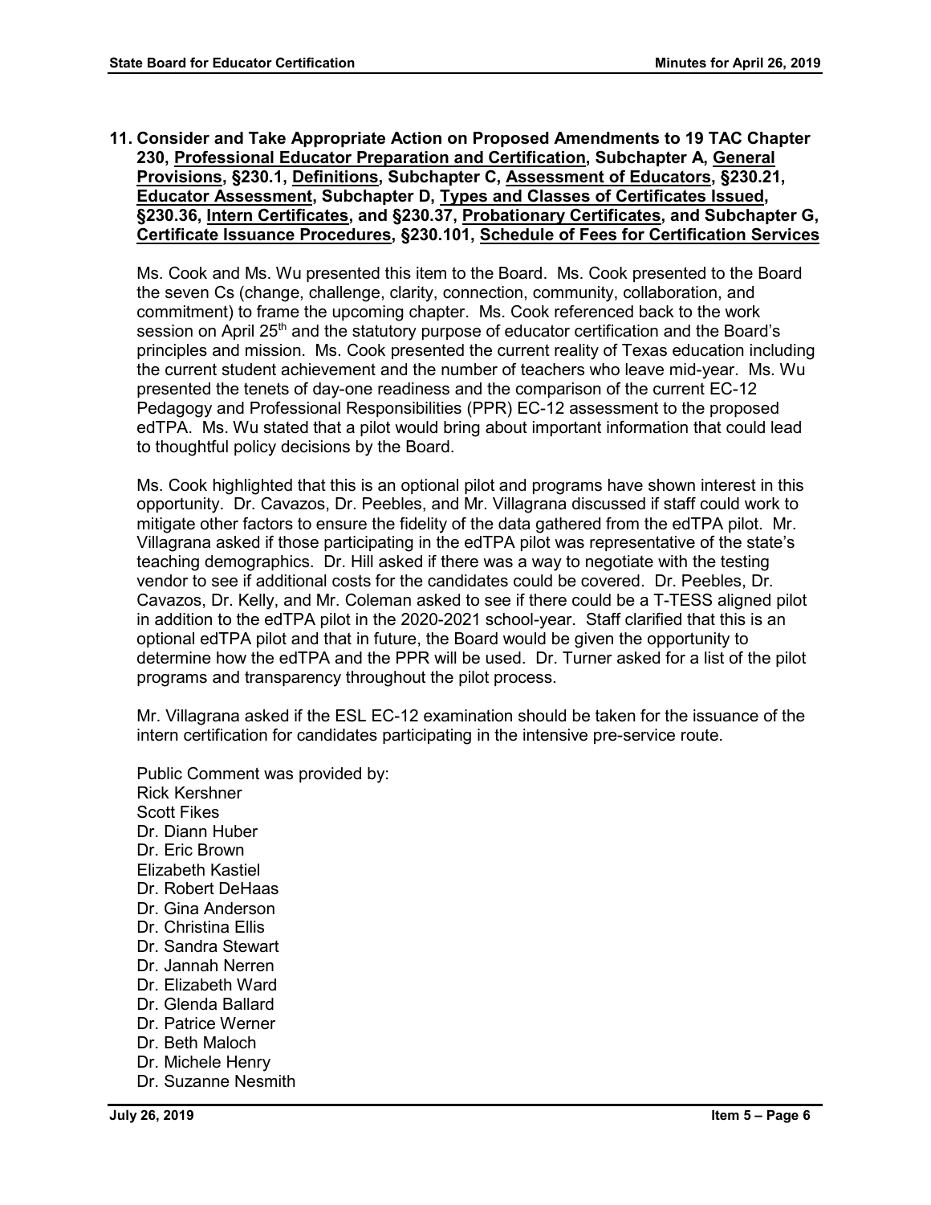**11. Consider and Take Appropriate Action on Proposed Amendments to 19 TAC Chapter 230, Professional Educator Preparation and Certification, Subchapter A, General Provisions, §230.1, Definitions, Subchapter C, Assessment of Educators, §230.21, Educator Assessment, Subchapter D, Types and Classes of Certificates Issued, §230.36, Intern Certificates, and §230.37, Probationary Certificates, and Subchapter G, Certificate Issuance Procedures, §230.101, Schedule of Fees for Certification Services**

Ms. Cook and Ms. Wu presented this item to the Board. Ms. Cook presented to the Board the seven Cs (change, challenge, clarity, connection, community, collaboration, and commitment) to frame the upcoming chapter. Ms. Cook referenced back to the work session on April 25th and the statutory purpose of educator certification and the Board's principles and mission. Ms. Cook presented the current reality of Texas education including the current student achievement and the number of teachers who leave mid-year. Ms. Wu presented the tenets of day-one readiness and the comparison of the current EC-12 Pedagogy and Professional Responsibilities (PPR) EC-12 assessment to the proposed edTPA. Ms. Wu stated that a pilot would bring about important information that could lead to thoughtful policy decisions by the Board.

Ms. Cook highlighted that this is an optional pilot and programs have shown interest in this opportunity. Dr. Cavazos, Dr. Peebles, and Mr. Villagrana discussed if staff could work to mitigate other factors to ensure the fidelity of the data gathered from the edTPA pilot. Mr. Villagrana asked if those participating in the edTPA pilot was representative of the state's teaching demographics. Dr. Hill asked if there was a way to negotiate with the testing vendor to see if additional costs for the candidates could be covered. Dr. Peebles, Dr. Cavazos, Dr. Kelly, and Mr. Coleman asked to see if there could be a T-TESS aligned pilot in addition to the edTPA pilot in the 2020-2021 school-year. Staff clarified that this is an optional edTPA pilot and that in future, the Board would be given the opportunity to determine how the edTPA and the PPR will be used. Dr. Turner asked for a list of the pilot programs and transparency throughout the pilot process.

Mr. Villagrana asked if the ESL EC-12 examination should be taken for the issuance of the intern certification for candidates participating in the intensive pre-service route.

Public Comment was provided by:
Rick Kershner
Scott Fikes
Dr. Diann Huber
Dr. Eric Brown
Elizabeth Kastiel
Dr. Robert DeHaas
Dr. Gina Anderson
Dr. Christina Ellis
Dr. Sandra Stewart
Dr. Jannah Nerren
Dr. Elizabeth Ward
Dr. Glenda Ballard
Dr. Patrice Werner
Dr. Beth Maloch
Dr. Michele Henry
Dr. Suzanne Nesmith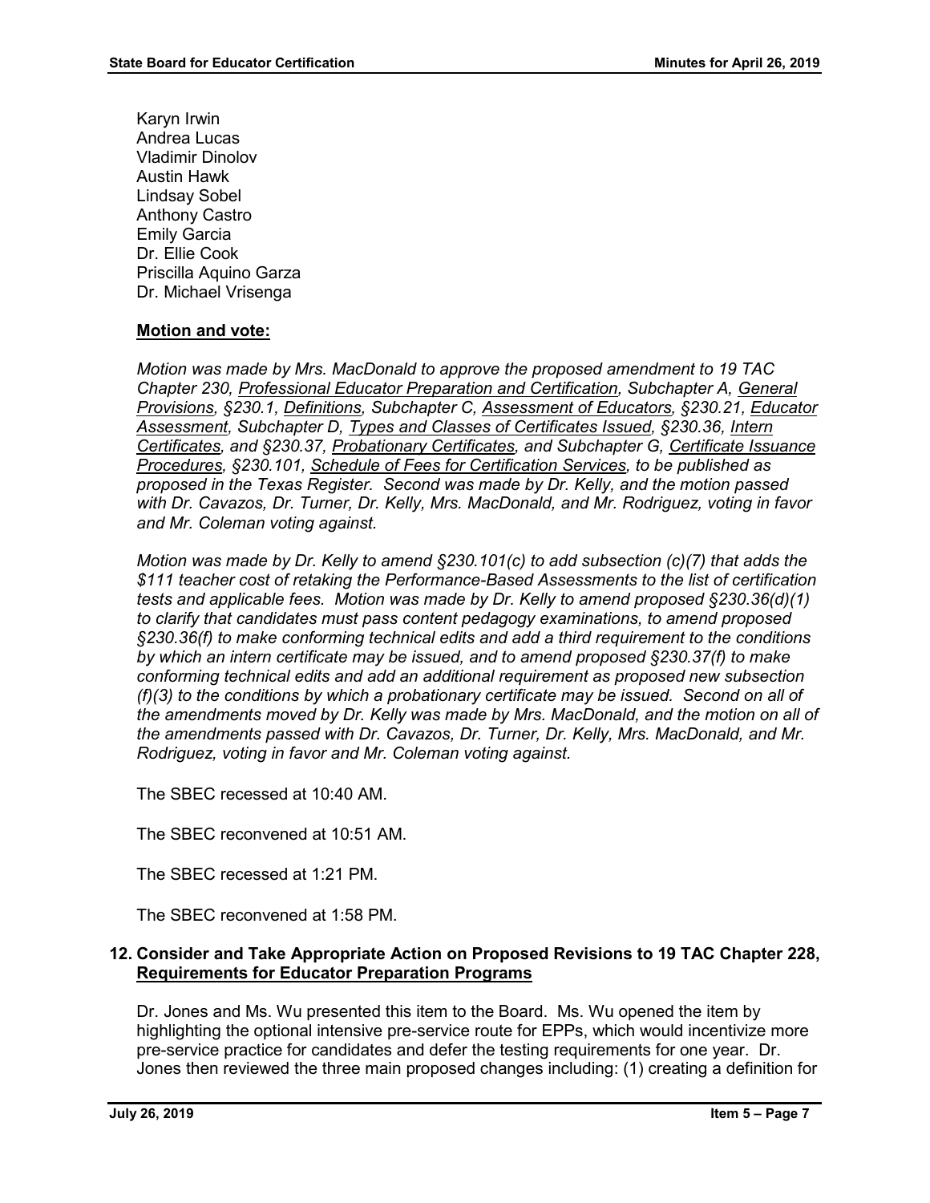Karyn Irwin
Andrea Lucas
Vladimir Dinolov
Austin Hawk
Lindsay Sobel
Anthony Castro
Emily Garcia
Dr. Ellie Cook
Priscilla Aquino Garza
Dr. Michael Vrisenga

**Motion and vote:**

*Motion was made by Mrs. MacDonald to approve the proposed amendment to 19 TAC Chapter 230, Professional Educator Preparation and Certification, Subchapter A, General Provisions, §230.1, Definitions, Subchapter C, Assessment of Educators, §230.21, Educator Assessment, Subchapter D, Types and Classes of Certificates Issued, §230.36, Intern Certificates, and §230.37, Probationary Certificates, and Subchapter G, Certificate Issuance Procedures, §230.101, Schedule of Fees for Certification Services, to be published as proposed in the Texas Register. Second was made by Dr. Kelly, and the motion passed with Dr. Cavazos, Dr. Turner, Dr. Kelly, Mrs. MacDonald, and Mr. Rodriguez, voting in favor and Mr. Coleman voting against.*

*Motion was made by Dr. Kelly to amend §230.101(c) to add subsection (c)(7) that adds the $111 teacher cost of retaking the Performance-Based Assessments to the list of certification tests and applicable fees. Motion was made by Dr. Kelly to amend proposed §230.36(d)(1) to clarify that candidates must pass content pedagogy examinations, to amend proposed §230.36(f) to make conforming technical edits and add a third requirement to the conditions by which an intern certificate may be issued, and to amend proposed §230.37(f) to make conforming technical edits and add an additional requirement as proposed new subsection (f)(3) to the conditions by which a probationary certificate may be issued. Second on all of the amendments moved by Dr. Kelly was made by Mrs. MacDonald, and the motion on all of the amendments passed with Dr. Cavazos, Dr. Turner, Dr. Kelly, Mrs. MacDonald, and Mr. Rodriguez, voting in favor and Mr. Coleman voting against.*

The SBEC recessed at 10:40 AM.

The SBEC reconvened at 10:51 AM.

The SBEC recessed at 1:21 PM.

The SBEC reconvened at 1:58 PM.

### 12. Consider and Take Appropriate Action on Proposed Revisions to 19 TAC Chapter 228, Requirements for Educator Preparation Programs

Dr. Jones and Ms. Wu presented this item to the Board. Ms. Wu opened the item by highlighting the optional intensive pre-service route for EPPs, which would incentivize more pre-service practice for candidates and defer the testing requirements for one year. Dr. Jones then reviewed the three main proposed changes including: (1) creating a definition for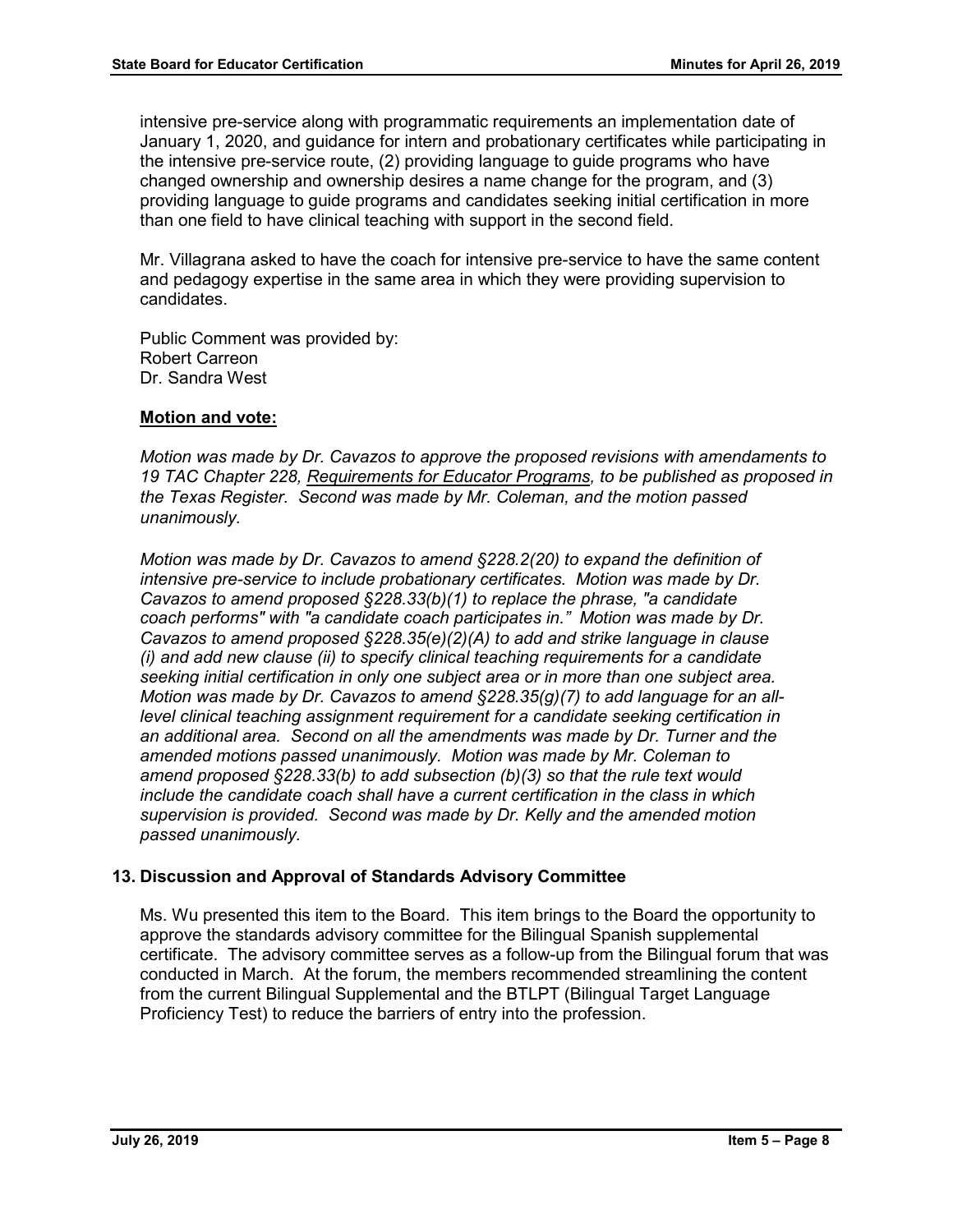intensive pre-service along with programmatic requirements an implementation date of January 1, 2020, and guidance for intern and probationary certificates while participating in the intensive pre-service route, (2) providing language to guide programs who have changed ownership and ownership desires a name change for the program, and (3) providing language to guide programs and candidates seeking initial certification in more than one field to have clinical teaching with support in the second field.

Mr. Villagrana asked to have the coach for intensive pre-service to have the same content and pedagogy expertise in the same area in which they were providing supervision to candidates.

Public Comment was provided by:
Robert Carreon
Dr. Sandra West

**Motion and vote:**

*Motion was made by Dr. Cavazos to approve the proposed revisions with amendaments to 19 TAC Chapter 228, Requirements for Educator Programs, to be published as proposed in the Texas Register. Second was made by Mr. Coleman, and the motion passed unanimously.*

*Motion was made by Dr. Cavazos to amend §228.2(20) to expand the definition of intensive pre-service to include probationary certificates. Motion was made by Dr. Cavazos to amend proposed §228.33(b)(1) to replace the phrase, "a candidate coach performs" with "a candidate coach participates in." Motion was made by Dr. Cavazos to amend proposed §228.35(e)(2)(A) to add and strike language in clause (i) and add new clause (ii) to specify clinical teaching requirements for a candidate seeking initial certification in only one subject area or in more than one subject area. Motion was made by Dr. Cavazos to amend §228.35(g)(7) to add language for an all-level clinical teaching assignment requirement for a candidate seeking certification in an additional area. Second on all the amendments was made by Dr. Turner and the amended motions passed unanimously. Motion was made by Mr. Coleman to amend proposed §228.33(b) to add subsection (b)(3) so that the rule text would include the candidate coach shall have a current certification in the class in which supervision is provided. Second was made by Dr. Kelly and the amended motion passed unanimously.*

## 13. Discussion and Approval of Standards Advisory Committee

Ms. Wu presented this item to the Board. This item brings to the Board the opportunity to approve the standards advisory committee for the Bilingual Spanish supplemental certificate. The advisory committee serves as a follow-up from the Bilingual forum that was conducted in March. At the forum, the members recommended streamlining the content from the current Bilingual Supplemental and the BTLPT (Bilingual Target Language Proficiency Test) to reduce the barriers of entry into the profession.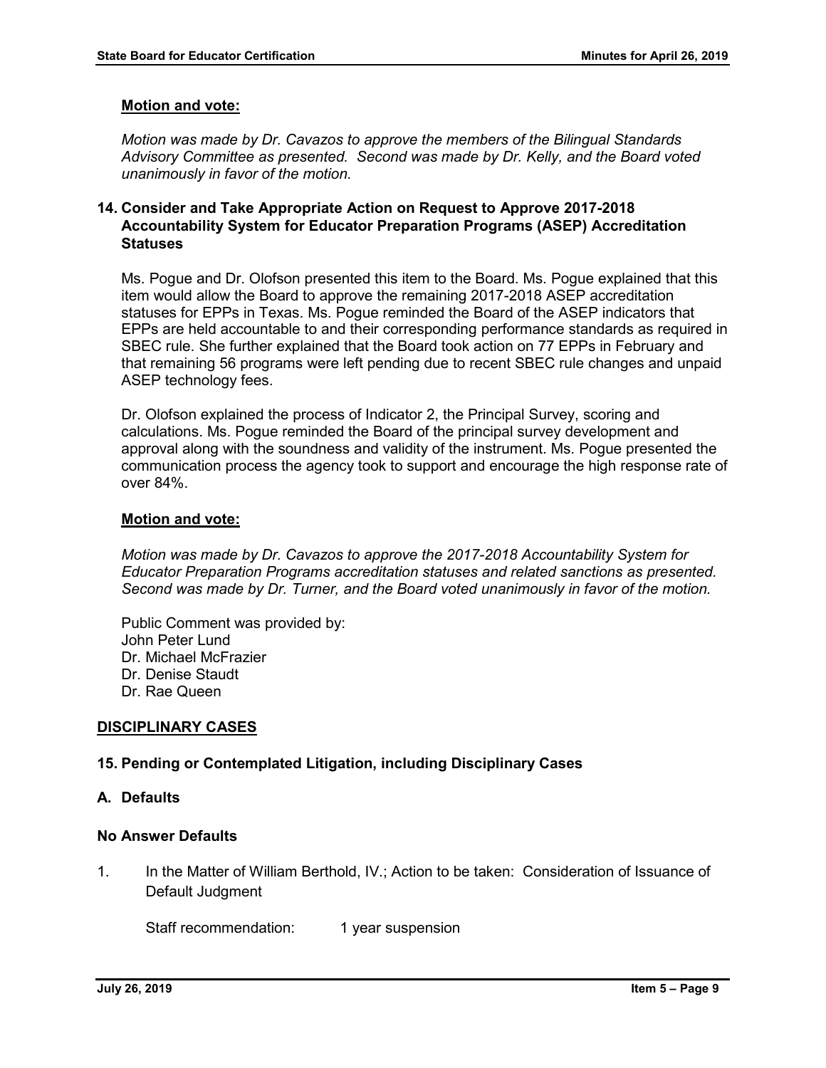**Motion and vote:**

*Motion was made by Dr. Cavazos to approve the members of the Bilingual Standards Advisory Committee as presented. Second was made by Dr. Kelly, and the Board voted unanimously in favor of the motion.*

### 14. Consider and Take Appropriate Action on Request to Approve 2017-2018 Accountability System for Educator Preparation Programs (ASEP) Accreditation Statuses

Ms. Pogue and Dr. Olofson presented this item to the Board. Ms. Pogue explained that this item would allow the Board to approve the remaining 2017-2018 ASEP accreditation statuses for EPPs in Texas. Ms. Pogue reminded the Board of the ASEP indicators that EPPs are held accountable to and their corresponding performance standards as required in SBEC rule. She further explained that the Board took action on 77 EPPs in February and that remaining 56 programs were left pending due to recent SBEC rule changes and unpaid ASEP technology fees.

Dr. Olofson explained the process of Indicator 2, the Principal Survey, scoring and calculations. Ms. Pogue reminded the Board of the principal survey development and approval along with the soundness and validity of the instrument. Ms. Pogue presented the communication process the agency took to support and encourage the high response rate of over 84%.

**Motion and vote:**

*Motion was made by Dr. Cavazos to approve the 2017-2018 Accountability System for Educator Preparation Programs accreditation statuses and related sanctions as presented. Second was made by Dr. Turner, and the Board voted unanimously in favor of the motion.*

Public Comment was provided by:
John Peter Lund
Dr. Michael McFrazier
Dr. Denise Staudt
Dr. Rae Queen

## DISCIPLINARY CASES

### 15. Pending or Contemplated Litigation, including Disciplinary Cases

### A. Defaults

#### No Answer Defaults

1. In the Matter of William Berthold, IV.; Action to be taken: Consideration of Issuance of Default Judgment

   Staff recommendation: 1 year suspension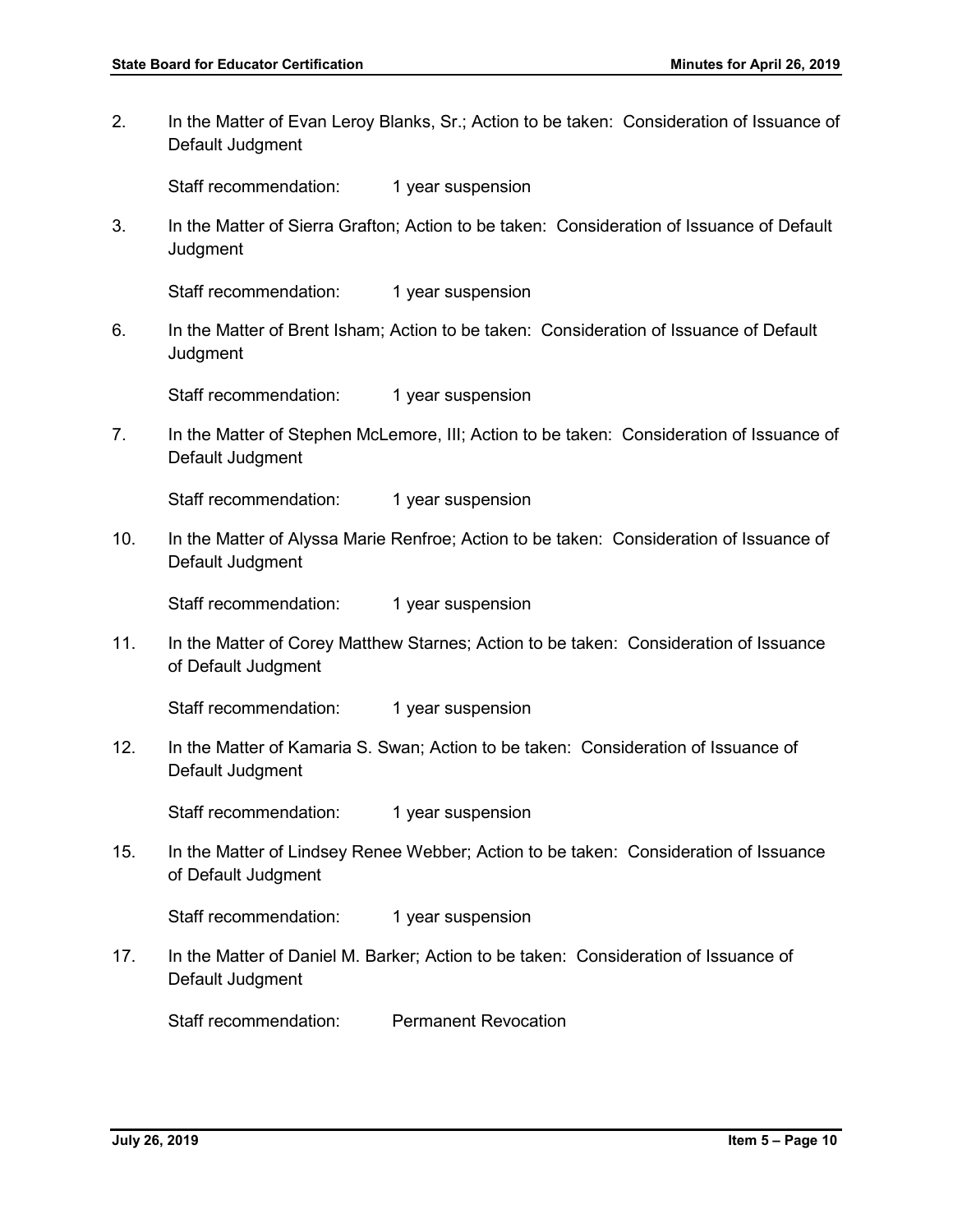2. In the Matter of Evan Leroy Blanks, Sr.; Action to be taken: Consideration of Issuance of Default Judgment

   Staff recommendation: 1 year suspension

3. In the Matter of Sierra Grafton; Action to be taken: Consideration of Issuance of Default Judgment

   Staff recommendation: 1 year suspension

6. In the Matter of Brent Isham; Action to be taken: Consideration of Issuance of Default Judgment

   Staff recommendation: 1 year suspension

7. In the Matter of Stephen McLemore, III; Action to be taken: Consideration of Issuance of Default Judgment

   Staff recommendation: 1 year suspension

10. In the Matter of Alyssa Marie Renfroe; Action to be taken: Consideration of Issuance of Default Judgment

    Staff recommendation: 1 year suspension

11. In the Matter of Corey Matthew Starnes; Action to be taken: Consideration of Issuance of Default Judgment

    Staff recommendation: 1 year suspension

12. In the Matter of Kamaria S. Swan; Action to be taken: Consideration of Issuance of Default Judgment

    Staff recommendation: 1 year suspension

15. In the Matter of Lindsey Renee Webber; Action to be taken: Consideration of Issuance of Default Judgment

    Staff recommendation: 1 year suspension

17. In the Matter of Daniel M. Barker; Action to be taken: Consideration of Issuance of Default Judgment

    Staff recommendation: Permanent Revocation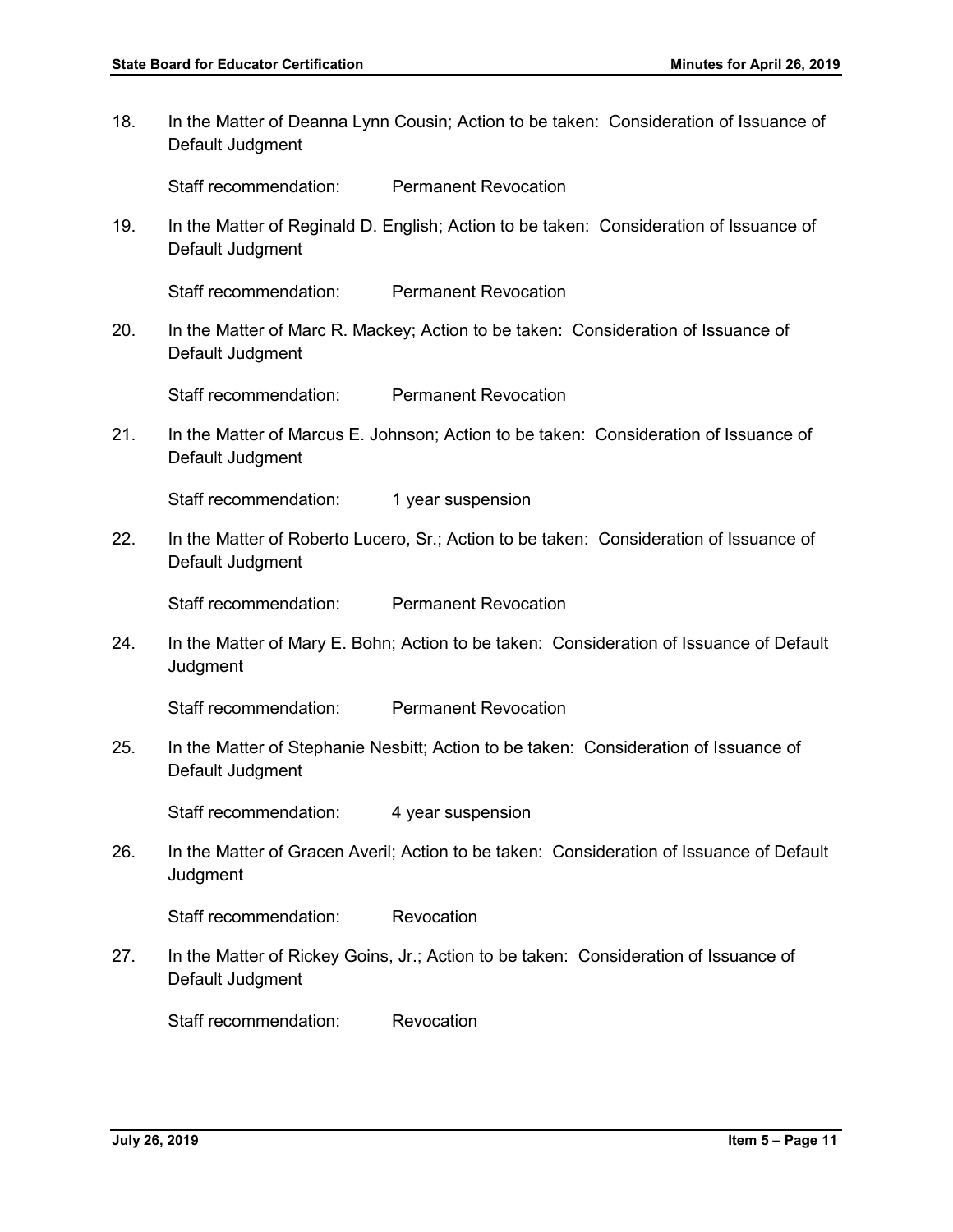18. In the Matter of Deanna Lynn Cousin; Action to be taken: Consideration of Issuance of Default Judgment

    Staff recommendation: Permanent Revocation

19. In the Matter of Reginald D. English; Action to be taken: Consideration of Issuance of Default Judgment

    Staff recommendation: Permanent Revocation

20. In the Matter of Marc R. Mackey; Action to be taken: Consideration of Issuance of Default Judgment

    Staff recommendation: Permanent Revocation

21. In the Matter of Marcus E. Johnson; Action to be taken: Consideration of Issuance of Default Judgment

    Staff recommendation: 1 year suspension

22. In the Matter of Roberto Lucero, Sr.; Action to be taken: Consideration of Issuance of Default Judgment

    Staff recommendation: Permanent Revocation

24. In the Matter of Mary E. Bohn; Action to be taken: Consideration of Issuance of Default Judgment

    Staff recommendation: Permanent Revocation

25. In the Matter of Stephanie Nesbitt; Action to be taken: Consideration of Issuance of Default Judgment

    Staff recommendation: 4 year suspension

26. In the Matter of Gracen Averil; Action to be taken: Consideration of Issuance of Default Judgment

    Staff recommendation: Revocation

27. In the Matter of Rickey Goins, Jr.; Action to be taken: Consideration of Issuance of Default Judgment

    Staff recommendation: Revocation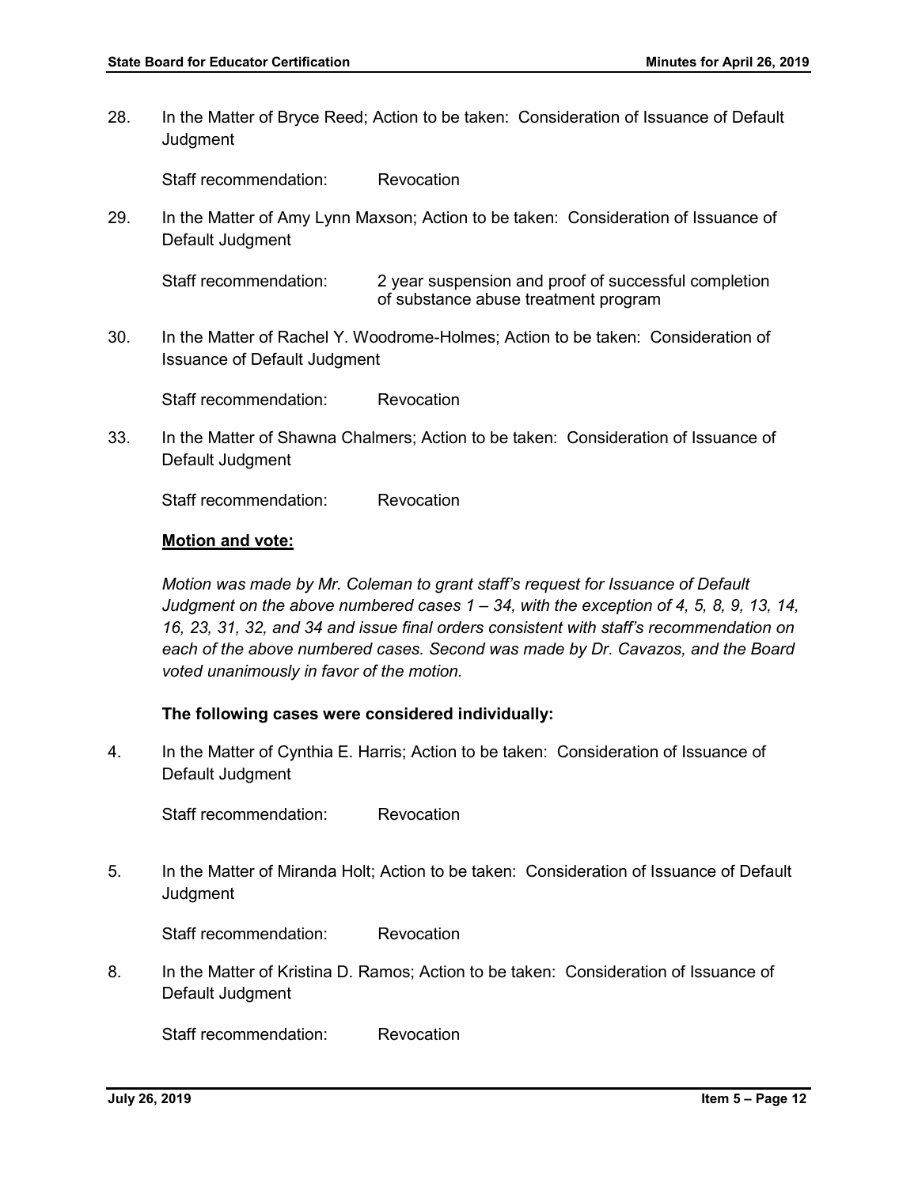28. In the Matter of Bryce Reed; Action to be taken: Consideration of Issuance of Default Judgment

    Staff recommendation: Revocation

29. In the Matter of Amy Lynn Maxson; Action to be taken: Consideration of Issuance of Default Judgment

    Staff recommendation: 2 year suspension and proof of successful completion of substance abuse treatment program

30. In the Matter of Rachel Y. Woodrome-Holmes; Action to be taken: Consideration of Issuance of Default Judgment

    Staff recommendation: Revocation

33. In the Matter of Shawna Chalmers; Action to be taken: Consideration of Issuance of Default Judgment

    Staff recommendation: Revocation

**Motion and vote:**

*Motion was made by Mr. Coleman to grant staff's request for Issuance of Default Judgment on the above numbered cases 1 – 34, with the exception of 4, 5, 8, 9, 13, 14, 16, 23, 31, 32, and 34 and issue final orders consistent with staff's recommendation on each of the above numbered cases. Second was made by Dr. Cavazos, and the Board voted unanimously in favor of the motion.*

**The following cases were considered individually:**

4. In the Matter of Cynthia E. Harris; Action to be taken: Consideration of Issuance of Default Judgment

   Staff recommendation: Revocation

5. In the Matter of Miranda Holt; Action to be taken: Consideration of Issuance of Default Judgment

   Staff recommendation: Revocation

8. In the Matter of Kristina D. Ramos; Action to be taken: Consideration of Issuance of Default Judgment

   Staff recommendation: Revocation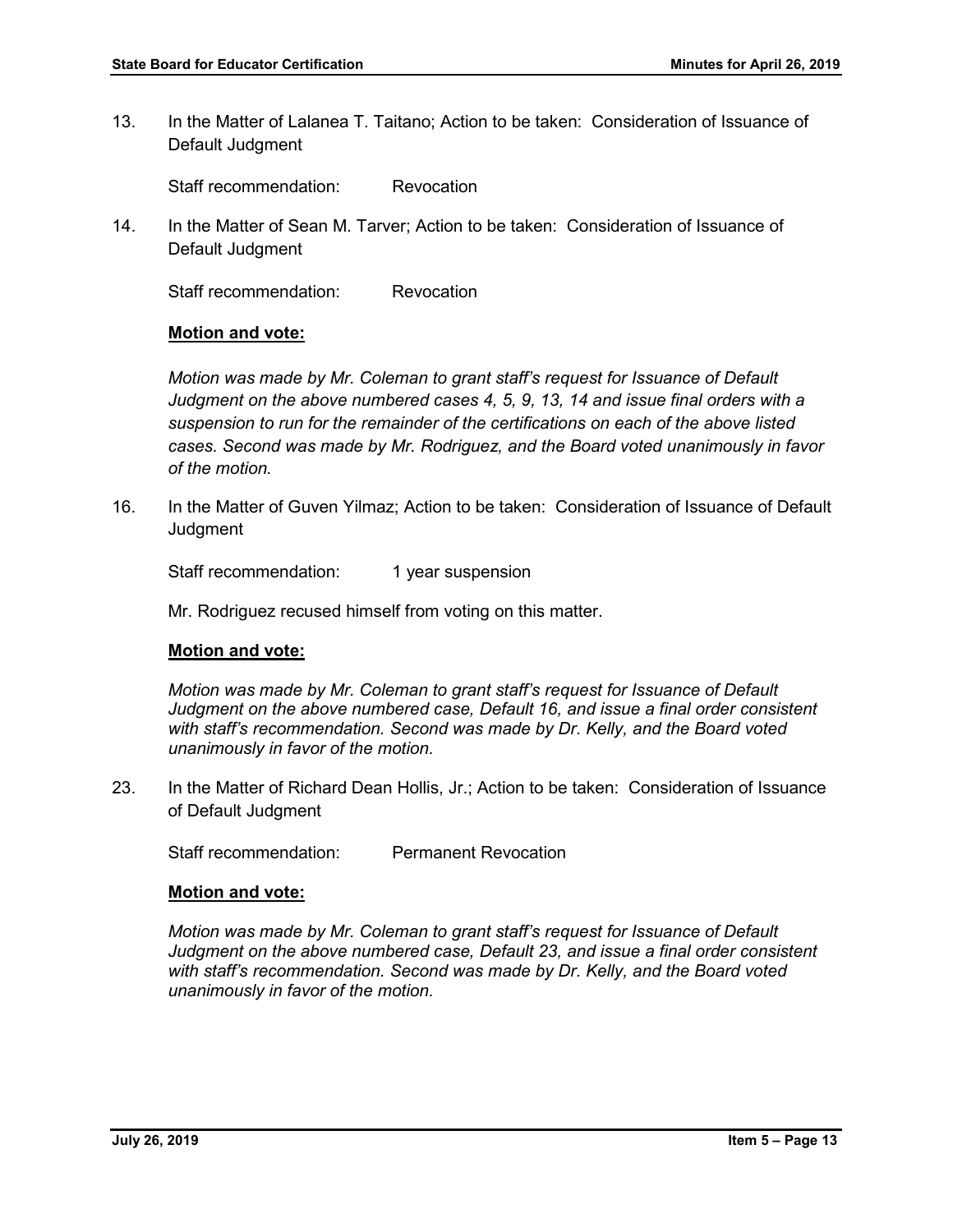13. In the Matter of Lalanea T. Taitano; Action to be taken: Consideration of Issuance of Default Judgment

    Staff recommendation: Revocation

14. In the Matter of Sean M. Tarver; Action to be taken: Consideration of Issuance of Default Judgment

    Staff recommendation: Revocation

    **Motion and vote:**

    *Motion was made by Mr. Coleman to grant staff's request for Issuance of Default Judgment on the above numbered cases 4, 5, 9, 13, 14 and issue final orders with a suspension to run for the remainder of the certifications on each of the above listed cases. Second was made by Mr. Rodriguez, and the Board voted unanimously in favor of the motion.*

16. In the Matter of Guven Yilmaz; Action to be taken: Consideration of Issuance of Default Judgment

    Staff recommendation: 1 year suspension

    Mr. Rodriguez recused himself from voting on this matter.

    **Motion and vote:**

    *Motion was made by Mr. Coleman to grant staff's request for Issuance of Default Judgment on the above numbered case, Default 16, and issue a final order consistent with staff's recommendation. Second was made by Dr. Kelly, and the Board voted unanimously in favor of the motion.*

23. In the Matter of Richard Dean Hollis, Jr.; Action to be taken: Consideration of Issuance of Default Judgment

    Staff recommendation: Permanent Revocation

    **Motion and vote:**

    *Motion was made by Mr. Coleman to grant staff's request for Issuance of Default Judgment on the above numbered case, Default 23, and issue a final order consistent with staff's recommendation. Second was made by Dr. Kelly, and the Board voted unanimously in favor of the motion.*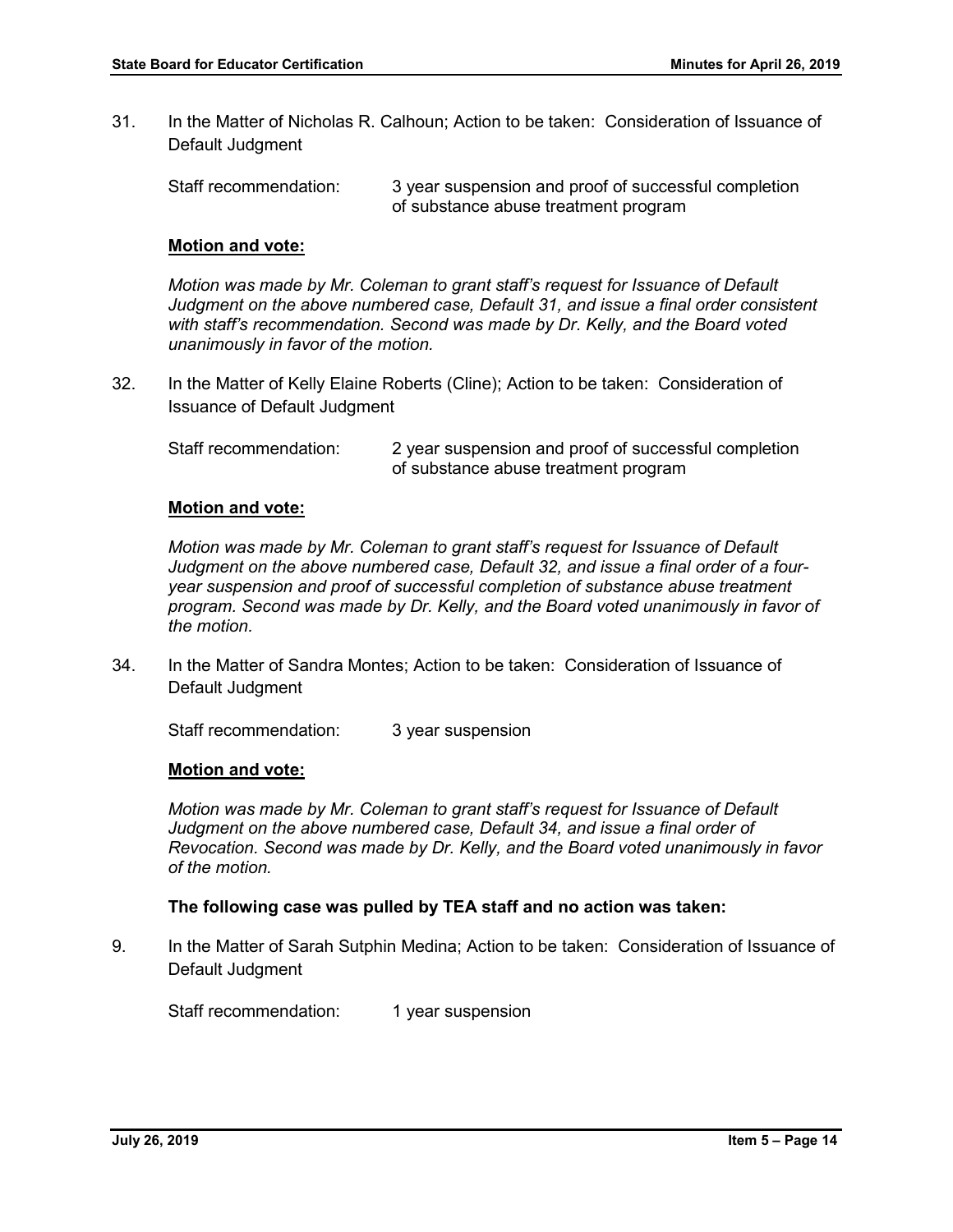31. In the Matter of Nicholas R. Calhoun; Action to be taken: Consideration of Issuance of Default Judgment

    Staff recommendation: 3 year suspension and proof of successful completion of substance abuse treatment program

    **Motion and vote:**

    *Motion was made by Mr. Coleman to grant staff's request for Issuance of Default Judgment on the above numbered case, Default 31, and issue a final order consistent with staff's recommendation. Second was made by Dr. Kelly, and the Board voted unanimously in favor of the motion.*

32. In the Matter of Kelly Elaine Roberts (Cline); Action to be taken: Consideration of Issuance of Default Judgment

    Staff recommendation: 2 year suspension and proof of successful completion of substance abuse treatment program

    **Motion and vote:**

    *Motion was made by Mr. Coleman to grant staff's request for Issuance of Default Judgment on the above numbered case, Default 32, and issue a final order of a four-year suspension and proof of successful completion of substance abuse treatment program. Second was made by Dr. Kelly, and the Board voted unanimously in favor of the motion.*

34. In the Matter of Sandra Montes; Action to be taken: Consideration of Issuance of Default Judgment

    Staff recommendation: 3 year suspension

    **Motion and vote:**

    *Motion was made by Mr. Coleman to grant staff's request for Issuance of Default Judgment on the above numbered case, Default 34, and issue a final order of Revocation. Second was made by Dr. Kelly, and the Board voted unanimously in favor of the motion.*

**The following case was pulled by TEA staff and no action was taken:**

9. In the Matter of Sarah Sutphin Medina; Action to be taken: Consideration of Issuance of Default Judgment

    Staff recommendation: 1 year suspension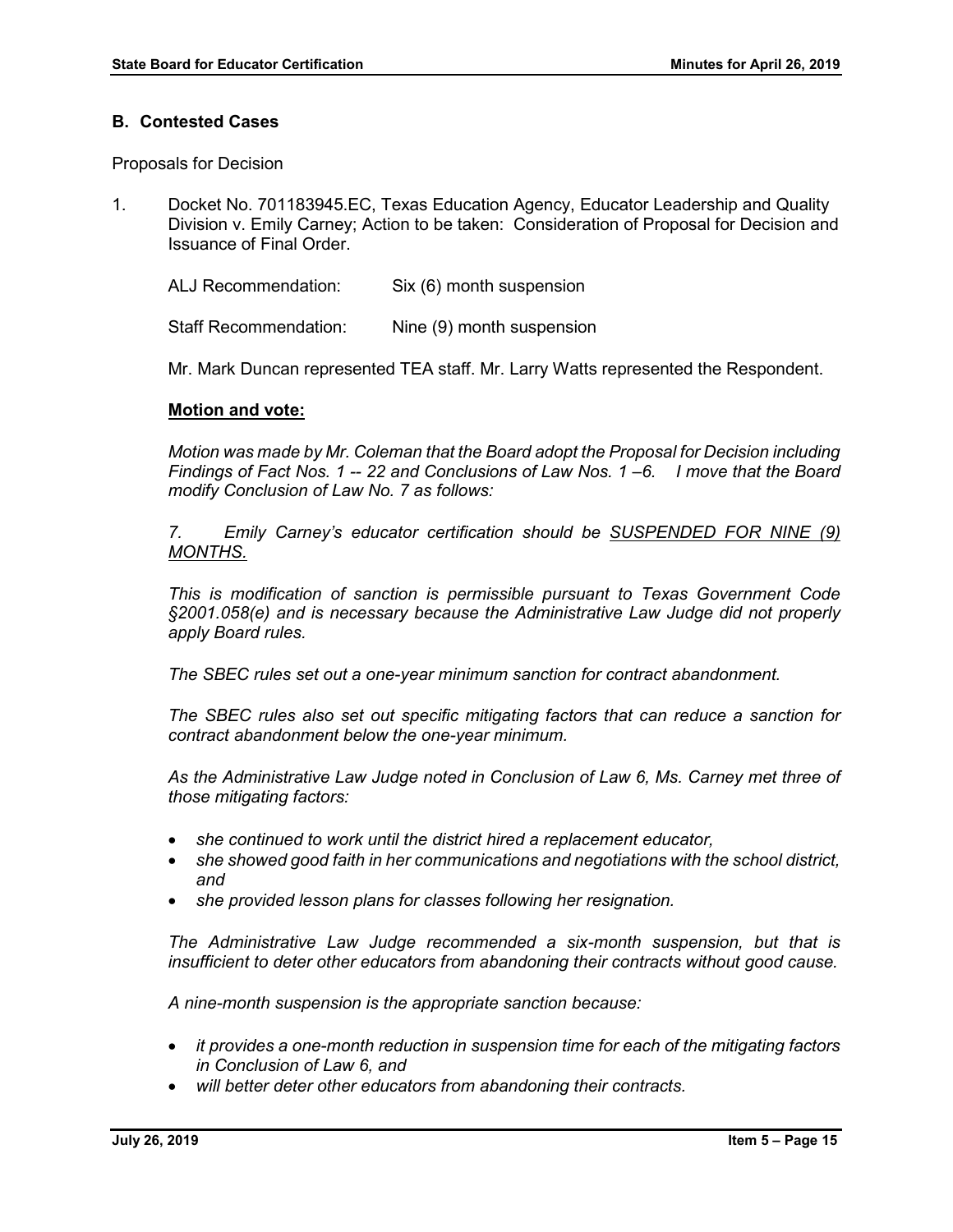## B. Contested Cases

Proposals for Decision

1. Docket No. 701183945.EC, Texas Education Agency, Educator Leadership and Quality Division v. Emily Carney; Action to be taken: Consideration of Proposal for Decision and Issuance of Final Order.

   ALJ Recommendation: Six (6) month suspension

   Staff Recommendation: Nine (9) month suspension

   Mr. Mark Duncan represented TEA staff. Mr. Larry Watts represented the Respondent.

   **Motion and vote:**

   *Motion was made by Mr. Coleman that the Board adopt the Proposal for Decision including Findings of Fact Nos. 1 -- 22 and Conclusions of Law Nos. 1 –6. I move that the Board modify Conclusion of Law No. 7 as follows:*

   *7. Emily Carney's educator certification should be SUSPENDED FOR NINE (9) MONTHS.*

   *This is modification of sanction is permissible pursuant to Texas Government Code §2001.058(e) and is necessary because the Administrative Law Judge did not properly apply Board rules.*

   *The SBEC rules set out a one-year minimum sanction for contract abandonment.*

   *The SBEC rules also set out specific mitigating factors that can reduce a sanction for contract abandonment below the one-year minimum.*

   *As the Administrative Law Judge noted in Conclusion of Law 6, Ms. Carney met three of those mitigating factors:*

   - *she continued to work until the district hired a replacement educator,*
   - *she showed good faith in her communications and negotiations with the school district, and*
   - *she provided lesson plans for classes following her resignation.*

   *The Administrative Law Judge recommended a six-month suspension, but that is insufficient to deter other educators from abandoning their contracts without good cause.*

   *A nine-month suspension is the appropriate sanction because:*

   - *it provides a one-month reduction in suspension time for each of the mitigating factors in Conclusion of Law 6, and*
   - *will better deter other educators from abandoning their contracts.*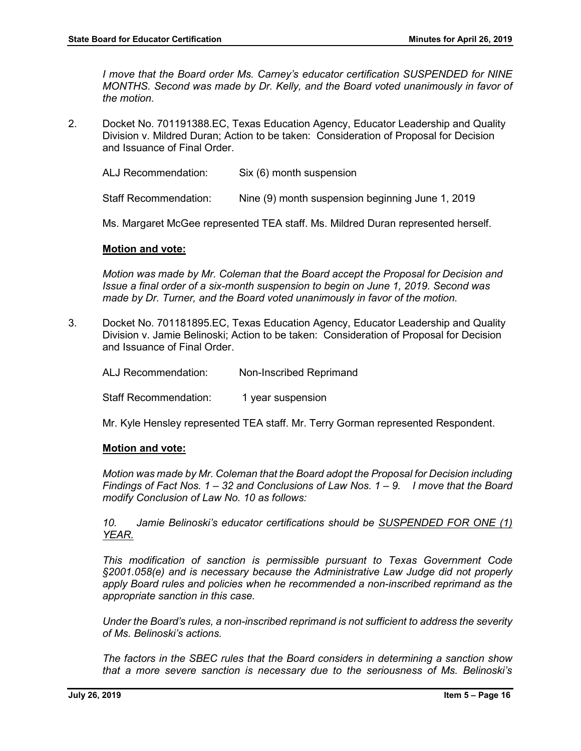*I move that the Board order Ms. Carney's educator certification SUSPENDED for NINE MONTHS. Second was made by Dr. Kelly, and the Board voted unanimously in favor of the motion.*

2. Docket No. 701191388.EC, Texas Education Agency, Educator Leadership and Quality Division v. Mildred Duran; Action to be taken: Consideration of Proposal for Decision and Issuance of Final Order.

   ALJ Recommendation: Six (6) month suspension

   Staff Recommendation: Nine (9) month suspension beginning June 1, 2019

   Ms. Margaret McGee represented TEA staff. Ms. Mildred Duran represented herself.

   **Motion and vote:**

   *Motion was made by Mr. Coleman that the Board accept the Proposal for Decision and Issue a final order of a six-month suspension to begin on June 1, 2019. Second was made by Dr. Turner, and the Board voted unanimously in favor of the motion.*

3. Docket No. 701181895.EC, Texas Education Agency, Educator Leadership and Quality Division v. Jamie Belinoski; Action to be taken: Consideration of Proposal for Decision and Issuance of Final Order.

   ALJ Recommendation: Non-Inscribed Reprimand

   Staff Recommendation: 1 year suspension

   Mr. Kyle Hensley represented TEA staff. Mr. Terry Gorman represented Respondent.

   **Motion and vote:**

   *Motion was made by Mr. Coleman that the Board adopt the Proposal for Decision including Findings of Fact Nos. 1 – 32 and Conclusions of Law Nos. 1 – 9. I move that the Board modify Conclusion of Law No. 10 as follows:*

   *10. Jamie Belinoski's educator certifications should be <u>SUSPENDED FOR ONE (1) YEAR.</u>*

   *This modification of sanction is permissible pursuant to Texas Government Code §2001.058(e) and is necessary because the Administrative Law Judge did not properly apply Board rules and policies when he recommended a non-inscribed reprimand as the appropriate sanction in this case.*

   *Under the Board's rules, a non-inscribed reprimand is not sufficient to address the severity of Ms. Belinoski's actions.*

   *The factors in the SBEC rules that the Board considers in determining a sanction show that a more severe sanction is necessary due to the seriousness of Ms. Belinoski's*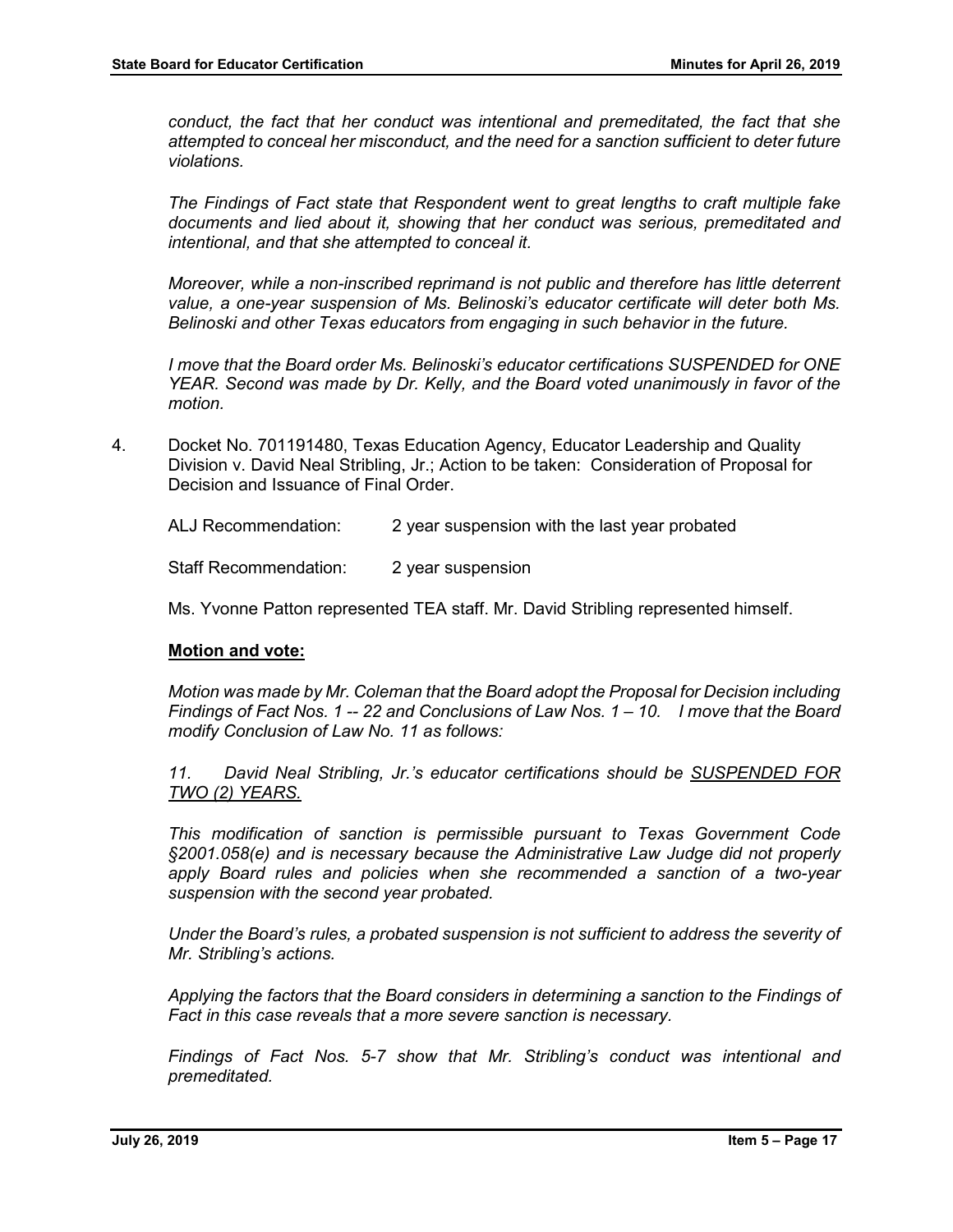*conduct, the fact that her conduct was intentional and premeditated, the fact that she attempted to conceal her misconduct, and the need for a sanction sufficient to deter future violations.*

*The Findings of Fact state that Respondent went to great lengths to craft multiple fake documents and lied about it, showing that her conduct was serious, premeditated and intentional, and that she attempted to conceal it.*

*Moreover, while a non-inscribed reprimand is not public and therefore has little deterrent value, a one-year suspension of Ms. Belinoski's educator certificate will deter both Ms. Belinoski and other Texas educators from engaging in such behavior in the future.*

*I move that the Board order Ms. Belinoski's educator certifications SUSPENDED for ONE YEAR. Second was made by Dr. Kelly, and the Board voted unanimously in favor of the motion.*

4. Docket No. 701191480, Texas Education Agency, Educator Leadership and Quality Division v. David Neal Stribling, Jr.; Action to be taken: Consideration of Proposal for Decision and Issuance of Final Order.

   ALJ Recommendation: 2 year suspension with the last year probated

   Staff Recommendation: 2 year suspension

   Ms. Yvonne Patton represented TEA staff. Mr. David Stribling represented himself.

   **Motion and vote:**

   *Motion was made by Mr. Coleman that the Board adopt the Proposal for Decision including Findings of Fact Nos. 1 -- 22 and Conclusions of Law Nos. 1 – 10. I move that the Board modify Conclusion of Law No. 11 as follows:*

   *11. David Neal Stribling, Jr.'s educator certifications should be <u>SUSPENDED FOR TWO (2) YEARS.</u>*

   *This modification of sanction is permissible pursuant to Texas Government Code §2001.058(e) and is necessary because the Administrative Law Judge did not properly apply Board rules and policies when she recommended a sanction of a two-year suspension with the second year probated.*

   *Under the Board's rules, a probated suspension is not sufficient to address the severity of Mr. Stribling's actions.*

   *Applying the factors that the Board considers in determining a sanction to the Findings of Fact in this case reveals that a more severe sanction is necessary.*

   *Findings of Fact Nos. 5-7 show that Mr. Stribling's conduct was intentional and premeditated.*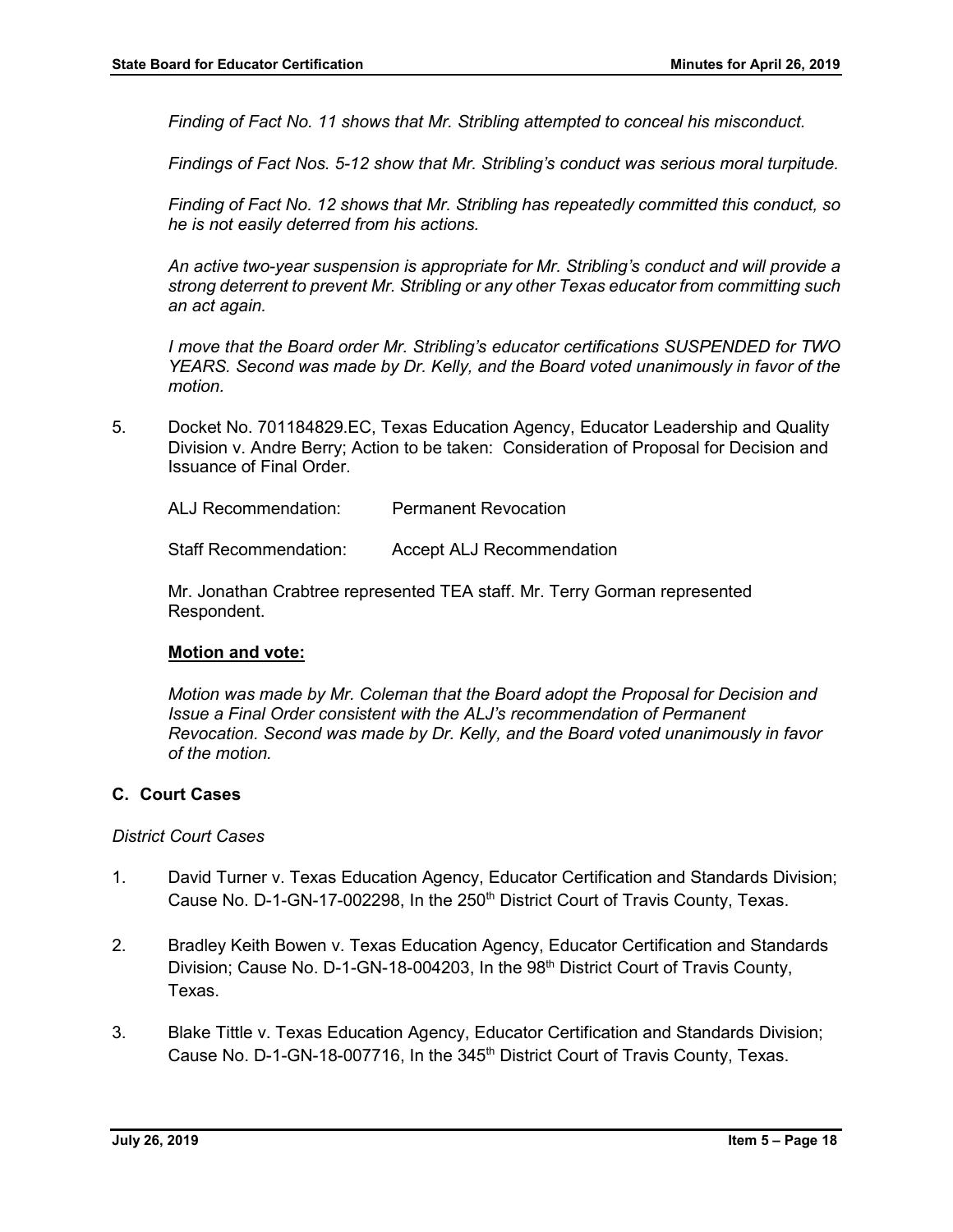*Finding of Fact No. 11 shows that Mr. Stribling attempted to conceal his misconduct.*

*Findings of Fact Nos. 5-12 show that Mr. Stribling's conduct was serious moral turpitude.*

*Finding of Fact No. 12 shows that Mr. Stribling has repeatedly committed this conduct, so he is not easily deterred from his actions.*

*An active two-year suspension is appropriate for Mr. Stribling's conduct and will provide a strong deterrent to prevent Mr. Stribling or any other Texas educator from committing such an act again.*

*I move that the Board order Mr. Stribling's educator certifications SUSPENDED for TWO YEARS. Second was made by Dr. Kelly, and the Board voted unanimously in favor of the motion.*

5. Docket No. 701184829.EC, Texas Education Agency, Educator Leadership and Quality Division v. Andre Berry; Action to be taken: Consideration of Proposal for Decision and Issuance of Final Order.

   ALJ Recommendation: Permanent Revocation

   Staff Recommendation: Accept ALJ Recommendation

   Mr. Jonathan Crabtree represented TEA staff. Mr. Terry Gorman represented Respondent.

   **Motion and vote:**

   *Motion was made by Mr. Coleman that the Board adopt the Proposal for Decision and Issue a Final Order consistent with the ALJ's recommendation of Permanent Revocation. Second was made by Dr. Kelly, and the Board voted unanimously in favor of the motion.*

### C. Court Cases

*District Court Cases*

1. David Turner v. Texas Education Agency, Educator Certification and Standards Division; Cause No. D-1-GN-17-002298, In the 250th District Court of Travis County, Texas.

2. Bradley Keith Bowen v. Texas Education Agency, Educator Certification and Standards Division; Cause No. D-1-GN-18-004203, In the 98th District Court of Travis County, Texas.

3. Blake Tittle v. Texas Education Agency, Educator Certification and Standards Division; Cause No. D-1-GN-18-007716, In the 345th District Court of Travis County, Texas.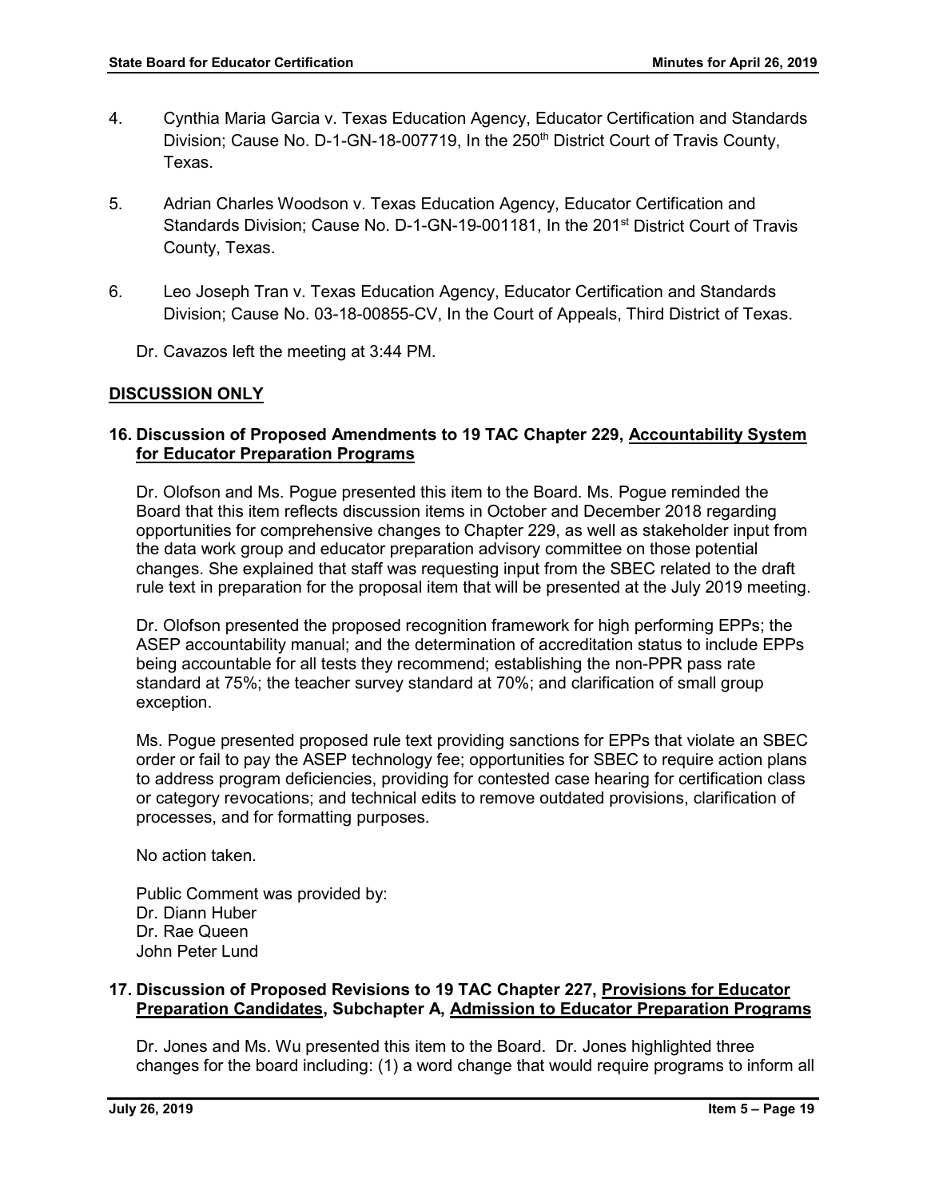4. Cynthia Maria Garcia v. Texas Education Agency, Educator Certification and Standards Division; Cause No. D-1-GN-18-007719, In the 250th District Court of Travis County, Texas.

5. Adrian Charles Woodson v. Texas Education Agency, Educator Certification and Standards Division; Cause No. D-1-GN-19-001181, In the 201st District Court of Travis County, Texas.

6. Leo Joseph Tran v. Texas Education Agency, Educator Certification and Standards Division; Cause No. 03-18-00855-CV, In the Court of Appeals, Third District of Texas.

Dr. Cavazos left the meeting at 3:44 PM.

## DISCUSSION ONLY

### 16. Discussion of Proposed Amendments to 19 TAC Chapter 229, Accountability System for Educator Preparation Programs

Dr. Olofson and Ms. Pogue presented this item to the Board. Ms. Pogue reminded the Board that this item reflects discussion items in October and December 2018 regarding opportunities for comprehensive changes to Chapter 229, as well as stakeholder input from the data work group and educator preparation advisory committee on those potential changes. She explained that staff was requesting input from the SBEC related to the draft rule text in preparation for the proposal item that will be presented at the July 2019 meeting.

Dr. Olofson presented the proposed recognition framework for high performing EPPs; the ASEP accountability manual; and the determination of accreditation status to include EPPs being accountable for all tests they recommend; establishing the non-PPR pass rate standard at 75%; the teacher survey standard at 70%; and clarification of small group exception.

Ms. Pogue presented proposed rule text providing sanctions for EPPs that violate an SBEC order or fail to pay the ASEP technology fee; opportunities for SBEC to require action plans to address program deficiencies, providing for contested case hearing for certification class or category revocations; and technical edits to remove outdated provisions, clarification of processes, and for formatting purposes.

No action taken.

Public Comment was provided by:
Dr. Diann Huber
Dr. Rae Queen
John Peter Lund

### 17. Discussion of Proposed Revisions to 19 TAC Chapter 227, Provisions for Educator Preparation Candidates, Subchapter A, Admission to Educator Preparation Programs

Dr. Jones and Ms. Wu presented this item to the Board. Dr. Jones highlighted three changes for the board including: (1) a word change that would require programs to inform all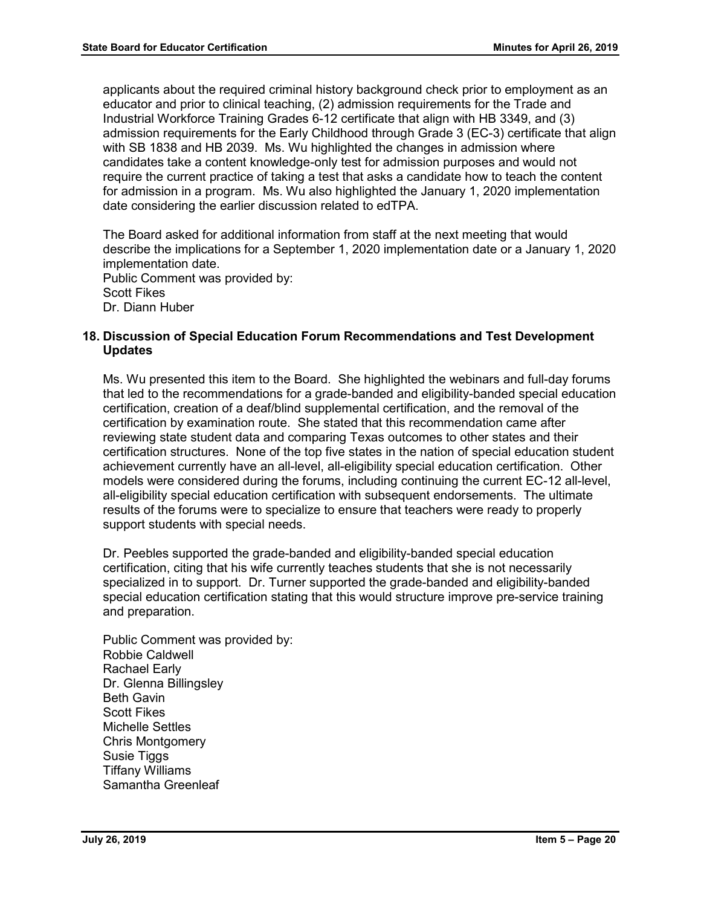applicants about the required criminal history background check prior to employment as an educator and prior to clinical teaching, (2) admission requirements for the Trade and Industrial Workforce Training Grades 6-12 certificate that align with HB 3349, and (3) admission requirements for the Early Childhood through Grade 3 (EC-3) certificate that align with SB 1838 and HB 2039. Ms. Wu highlighted the changes in admission where candidates take a content knowledge-only test for admission purposes and would not require the current practice of taking a test that asks a candidate how to teach the content for admission in a program. Ms. Wu also highlighted the January 1, 2020 implementation date considering the earlier discussion related to edTPA.

The Board asked for additional information from staff at the next meeting that would describe the implications for a September 1, 2020 implementation date or a January 1, 2020 implementation date.

Public Comment was provided by:
Scott Fikes
Dr. Diann Huber

### 18. Discussion of Special Education Forum Recommendations and Test Development Updates

Ms. Wu presented this item to the Board. She highlighted the webinars and full-day forums that led to the recommendations for a grade-banded and eligibility-banded special education certification, creation of a deaf/blind supplemental certification, and the removal of the certification by examination route. She stated that this recommendation came after reviewing state student data and comparing Texas outcomes to other states and their certification structures. None of the top five states in the nation of special education student achievement currently have an all-level, all-eligibility special education certification. Other models were considered during the forums, including continuing the current EC-12 all-level, all-eligibility special education certification with subsequent endorsements. The ultimate results of the forums were to specialize to ensure that teachers were ready to properly support students with special needs.

Dr. Peebles supported the grade-banded and eligibility-banded special education certification, citing that his wife currently teaches students that she is not necessarily specialized in to support. Dr. Turner supported the grade-banded and eligibility-banded special education certification stating that this would structure improve pre-service training and preparation.

Public Comment was provided by:
Robbie Caldwell
Rachael Early
Dr. Glenna Billingsley
Beth Gavin
Scott Fikes
Michelle Settles
Chris Montgomery
Susie Tiggs
Tiffany Williams
Samantha Greenleaf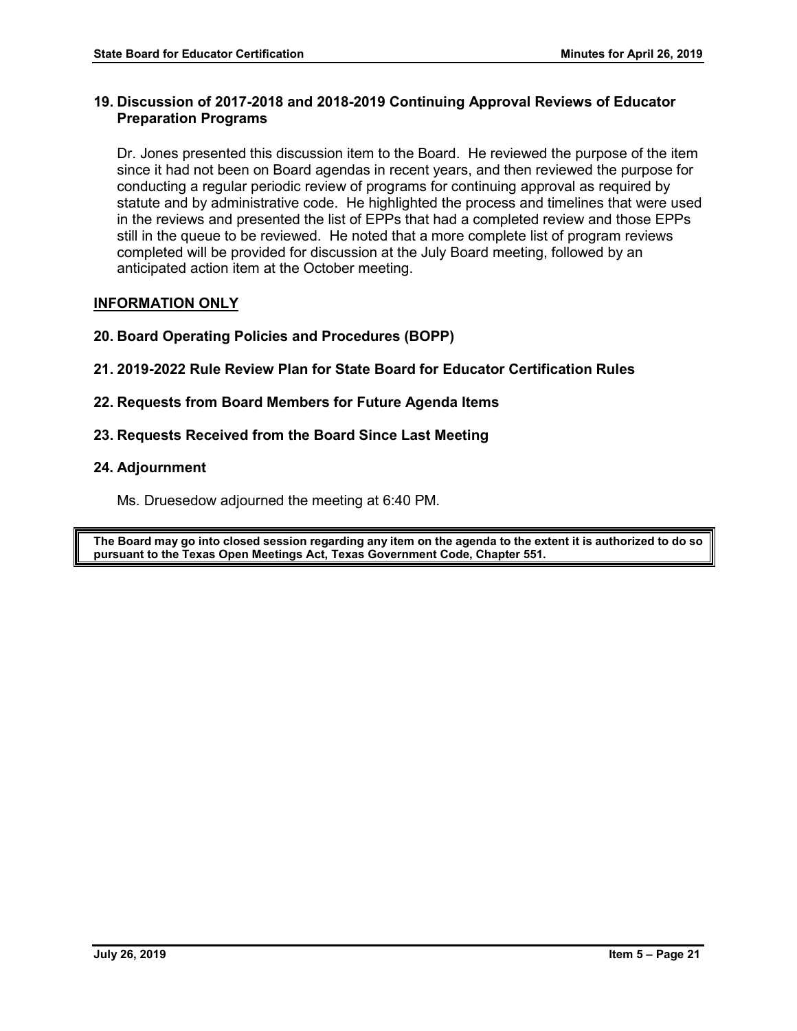### 19. Discussion of 2017-2018 and 2018-2019 Continuing Approval Reviews of Educator Preparation Programs

Dr. Jones presented this discussion item to the Board. He reviewed the purpose of the item since it had not been on Board agendas in recent years, and then reviewed the purpose for conducting a regular periodic review of programs for continuing approval as required by statute and by administrative code. He highlighted the process and timelines that were used in the reviews and presented the list of EPPs that had a completed review and those EPPs still in the queue to be reviewed. He noted that a more complete list of program reviews completed will be provided for discussion at the July Board meeting, followed by an anticipated action item at the October meeting.

## INFORMATION ONLY

### 20. Board Operating Policies and Procedures (BOPP)

### 21. 2019-2022 Rule Review Plan for State Board for Educator Certification Rules

### 22. Requests from Board Members for Future Agenda Items

### 23. Requests Received from the Board Since Last Meeting

### 24. Adjournment

Ms. Druesedow adjourned the meeting at 6:40 PM.

**The Board may go into closed session regarding any item on the agenda to the extent it is authorized to do so pursuant to the Texas Open Meetings Act, Texas Government Code, Chapter 551.**